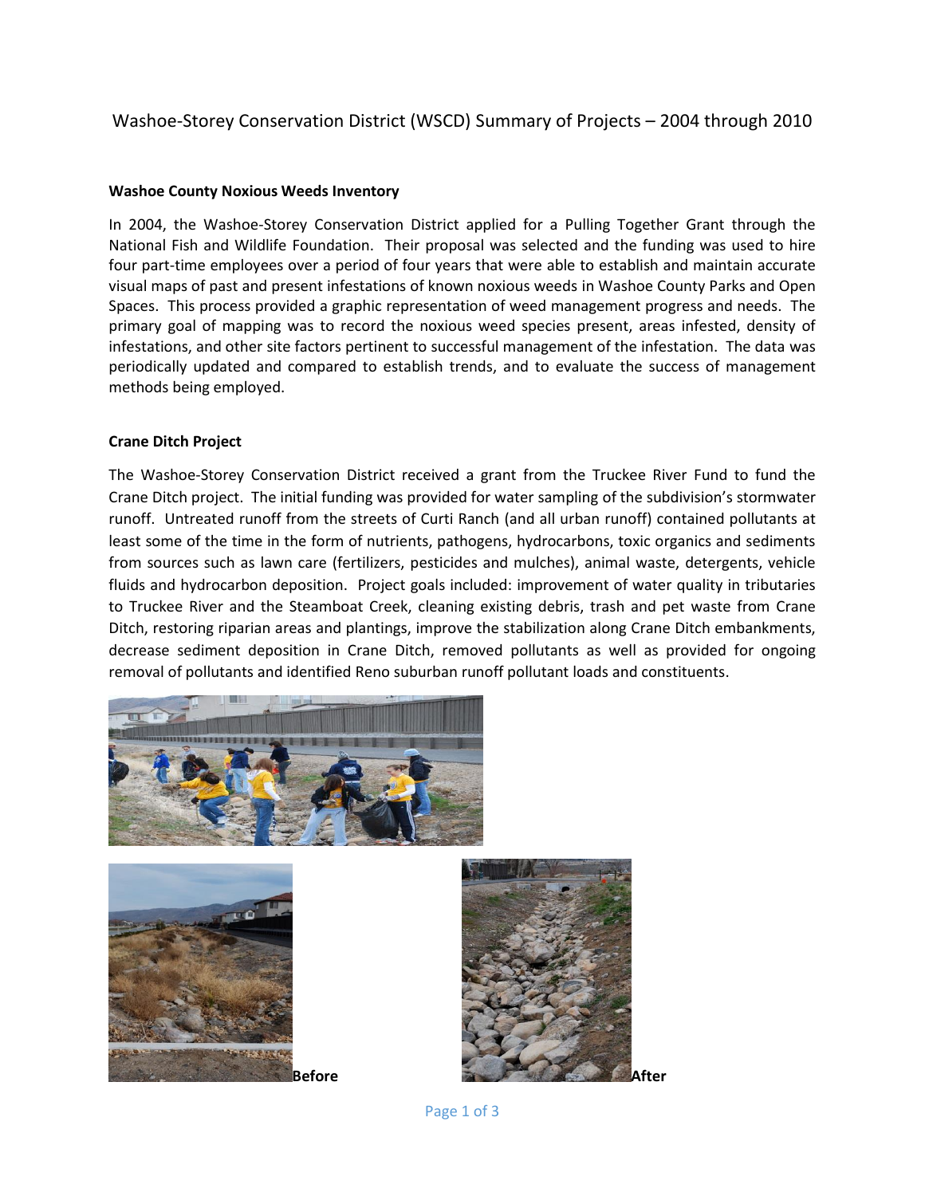# Washoe-Storey Conservation District (WSCD) Summary of Projects – 2004 through 2010

## Washoe County Noxious Weeds Inventory

In 2004, the Washoe-Storey Conservation District applied for a Pulling Together Grant through the National Fish and Wildlife Foundation. Their proposal was selected and the funding was used to hire four part-time employees over a period of four years that were able to establish and maintain accurate visual maps of past and present infestations of known noxious weeds in Washoe County Parks and Open Spaces. This process provided a graphic representation of weed management progress and needs. The primary goal of mapping was to record the noxious weed species present, areas infested, density of infestations, and other site factors pertinent to successful management of the infestation. The data was periodically updated and compared to establish trends, and to evaluate the success of management methods being employed.

## Crane Ditch Project

The Washoe-Storey Conservation District received a grant from the Truckee River Fund to fund the Crane Ditch project. The initial funding was provided for water sampling of the subdivision's stormwater runoff. Untreated runoff from the streets of Curti Ranch (and all urban runoff) contained pollutants at least some of the time in the form of nutrients, pathogens, hydrocarbons, toxic organics and sediments from sources such as lawn care (fertilizers, pesticides and mulches), animal waste, detergents, vehicle fluids and hydrocarbon deposition. Project goals included: improvement of water quality in tributaries to Truckee River and the Steamboat Creek, cleaning existing debris, trash and pet waste from Crane Ditch, restoring riparian areas and plantings, improve the stabilization along Crane Ditch embankments, decrease sediment deposition in Crane Ditch, removed pollutants as well as provided for ongoing removal of pollutants and identified Reno suburban runoff pollutant loads and constituents.

**Before**

**After**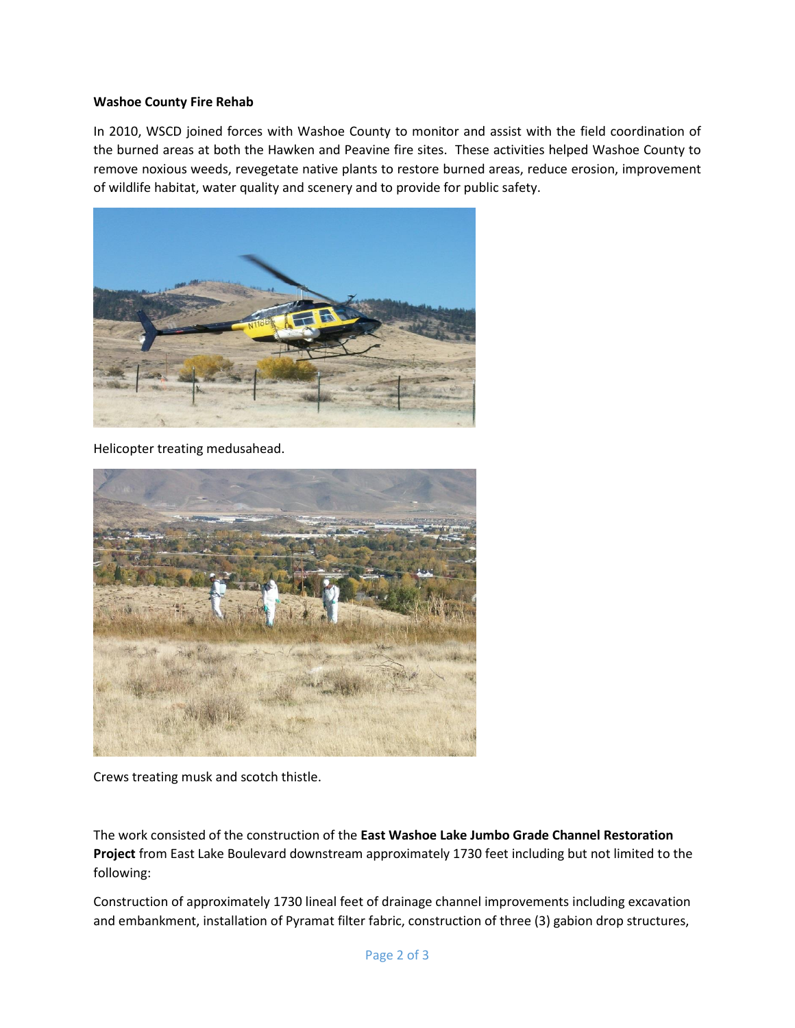**Washoe County Fire Rehab**

In 2010, WSCD joined forces with Washoe County to monitor and assist with the field coordination of the burned areas at both the Hawken and Peavine fire sites. These activities helped Washoe County to remove noxious weeds, revegetate native plants to restore burned areas, reduce erosion, improvement of wildlife habitat, water quality and scenery and to provide for public safety.

Helicopter treating medusahead.

Crews treating musk and scotch thistle.

The work consisted of the construction of the **East Washoe Lake Jumbo Grade Channel Restoration Project** from East Lake Boulevard downstream approximately 1730 feet including but not limited to the following:

Construction of approximately 1730 lineal feet of drainage channel improvements including excavation and embankment, installation of Pyramat filter fabric, construction of three (3) gabion drop structures,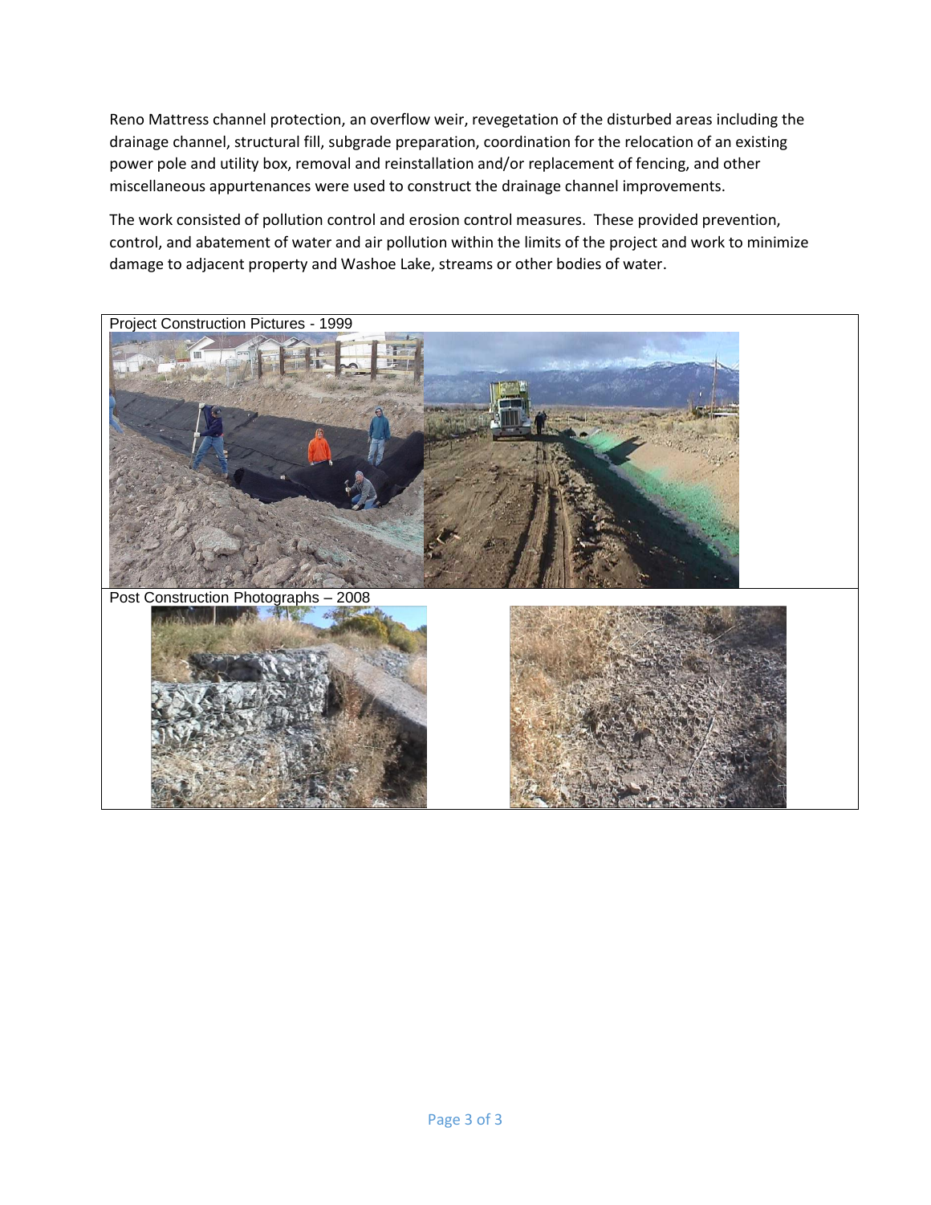Reno Mattress channel protection, an overflow weir, revegetation of the disturbed areas including the drainage channel, structural fill, subgrade preparation, coordination for the relocation of an existing power pole and utility box, removal and reinstallation and/or replacement of fencing, and other miscellaneous appurtenances were used to construct the drainage channel improvements.

The work consisted of pollution control and erosion control measures. These provided prevention, control, and abatement of water and air pollution within the limits of the project and work to minimize damage to adjacent property and Washoe Lake, streams or other bodies of water.

Project Construction Pictures - 1999

Post Construction Photographs – 2008